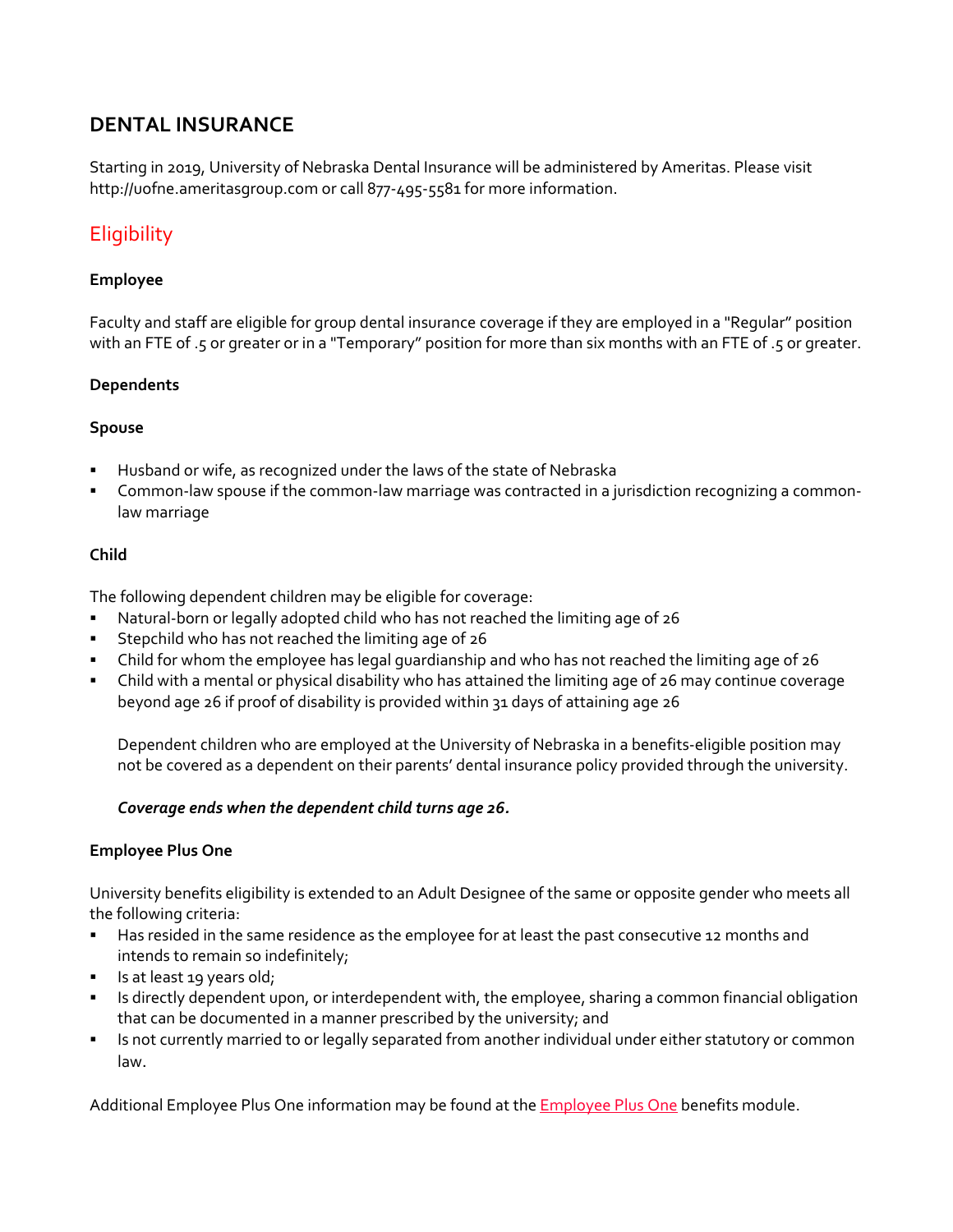## DENTAL INSURANCE

Starting in 2019, University of Nebraska Dental Insurance will be administered by Ameritas. Please visit http://uofne.ameritasgroup.com or call 877-495-5581 for more information.

### Eligibility

**Employee**

Faculty and staff are eligible for group dental insurance coverage if they are employed in a "Regular" position with an FTE of .5 or greater or in a "Temporary" position for more than six months with an FTE of .5 or greater.

**Dependents**

**Spouse**

- Husband or wife, as recognized under the laws of the state of Nebraska
- Common-law spouse if the common-law marriage was contracted in a jurisdiction recognizing a common-law marriage

**Child**

The following dependent children may be eligible for coverage:

- Natural-born or legally adopted child who has not reached the limiting age of 26
- Stepchild who has not reached the limiting age of 26
- Child for whom the employee has legal guardianship and who has not reached the limiting age of 26
- Child with a mental or physical disability who has attained the limiting age of 26 may continue coverage beyond age 26 if proof of disability is provided within 31 days of attaining age 26

  Dependent children who are employed at the University of Nebraska in a benefits-eligible position may not be covered as a dependent on their parents' dental insurance policy provided through the university.

  ***Coverage ends when the dependent child turns age 26.***

**Employee Plus One**

University benefits eligibility is extended to an Adult Designee of the same or opposite gender who meets all the following criteria:

- Has resided in the same residence as the employee for at least the past consecutive 12 months and intends to remain so indefinitely;
- Is at least 19 years old;
- Is directly dependent upon, or interdependent with, the employee, sharing a common financial obligation that can be documented in a manner prescribed by the university; and
- Is not currently married to or legally separated from another individual under either statutory or common law.

Additional Employee Plus One information may be found at the Employee Plus One benefits module.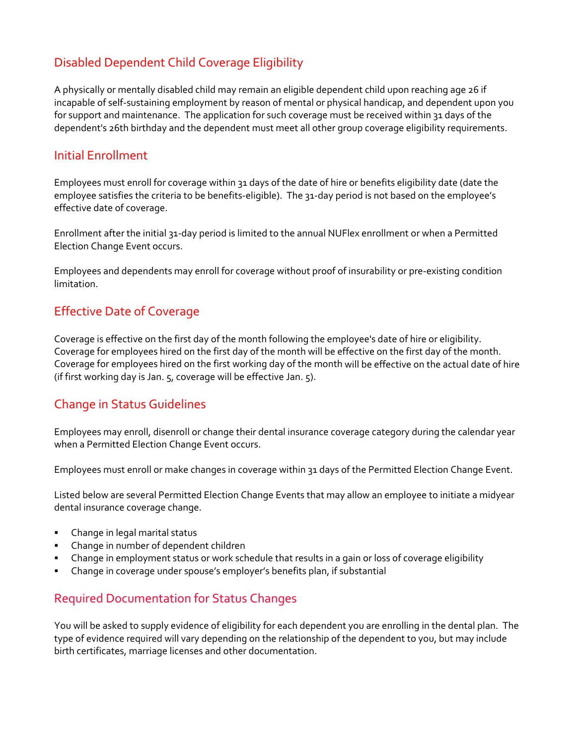## Disabled Dependent Child Coverage Eligibility

A physically or mentally disabled child may remain an eligible dependent child upon reaching age 26 if incapable of self-sustaining employment by reason of mental or physical handicap, and dependent upon you for support and maintenance. The application for such coverage must be received within 31 days of the dependent's 26th birthday and the dependent must meet all other group coverage eligibility requirements.

## Initial Enrollment

Employees must enroll for coverage within 31 days of the date of hire or benefits eligibility date (date the employee satisfies the criteria to be benefits-eligible). The 31-day period is not based on the employee's effective date of coverage.

Enrollment after the initial 31-day period is limited to the annual NUFlex enrollment or when a Permitted Election Change Event occurs.

Employees and dependents may enroll for coverage without proof of insurability or pre-existing condition limitation.

## Effective Date of Coverage

Coverage is effective on the first day of the month following the employee's date of hire or eligibility. Coverage for employees hired on the first day of the month will be effective on the first day of the month. Coverage for employees hired on the first working day of the month will be effective on the actual date of hire (if first working day is Jan. 5, coverage will be effective Jan. 5).

## Change in Status Guidelines

Employees may enroll, disenroll or change their dental insurance coverage category during the calendar year when a Permitted Election Change Event occurs.

Employees must enroll or make changes in coverage within 31 days of the Permitted Election Change Event.

Listed below are several Permitted Election Change Events that may allow an employee to initiate a midyear dental insurance coverage change.

- Change in legal marital status
- Change in number of dependent children
- Change in employment status or work schedule that results in a gain or loss of coverage eligibility
- Change in coverage under spouse's employer's benefits plan, if substantial

## Required Documentation for Status Changes

You will be asked to supply evidence of eligibility for each dependent you are enrolling in the dental plan. The type of evidence required will vary depending on the relationship of the dependent to you, but may include birth certificates, marriage licenses and other documentation.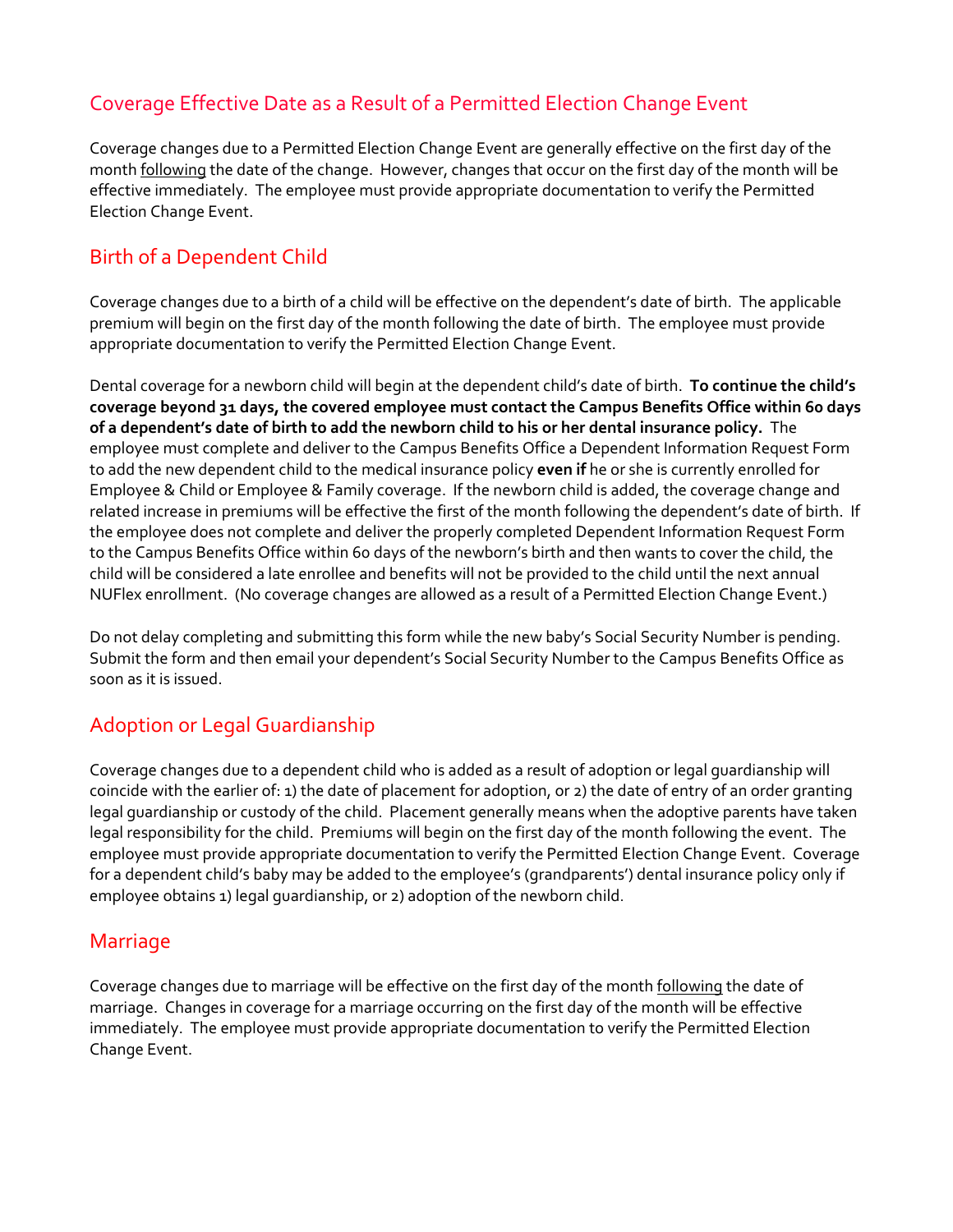## Coverage Effective Date as a Result of a Permitted Election Change Event

Coverage changes due to a Permitted Election Change Event are generally effective on the first day of the month <u>following</u> the date of the change. However, changes that occur on the first day of the month will be effective immediately. The employee must provide appropriate documentation to verify the Permitted Election Change Event.

## Birth of a Dependent Child

Coverage changes due to a birth of a child will be effective on the dependent's date of birth. The applicable premium will begin on the first day of the month following the date of birth. The employee must provide appropriate documentation to verify the Permitted Election Change Event.

Dental coverage for a newborn child will begin at the dependent child's date of birth. **To continue the child's coverage beyond 31 days, the covered employee must contact the Campus Benefits Office within 60 days of a dependent's date of birth to add the newborn child to his or her dental insurance policy.** The employee must complete and deliver to the Campus Benefits Office a Dependent Information Request Form to add the new dependent child to the medical insurance policy **even if** he or she is currently enrolled for Employee & Child or Employee & Family coverage. If the newborn child is added, the coverage change and related increase in premiums will be effective the first of the month following the dependent's date of birth. If the employee does not complete and deliver the properly completed Dependent Information Request Form to the Campus Benefits Office within 60 days of the newborn's birth and then wants to cover the child, the child will be considered a late enrollee and benefits will not be provided to the child until the next annual NUFlex enrollment. (No coverage changes are allowed as a result of a Permitted Election Change Event.)

Do not delay completing and submitting this form while the new baby's Social Security Number is pending. Submit the form and then email your dependent's Social Security Number to the Campus Benefits Office as soon as it is issued.

## Adoption or Legal Guardianship

Coverage changes due to a dependent child who is added as a result of adoption or legal guardianship will coincide with the earlier of: 1) the date of placement for adoption, or 2) the date of entry of an order granting legal guardianship or custody of the child. Placement generally means when the adoptive parents have taken legal responsibility for the child. Premiums will begin on the first day of the month following the event. The employee must provide appropriate documentation to verify the Permitted Election Change Event. Coverage for a dependent child's baby may be added to the employee's (grandparents') dental insurance policy only if employee obtains 1) legal guardianship, or 2) adoption of the newborn child.

## Marriage

Coverage changes due to marriage will be effective on the first day of the month <u>following</u> the date of marriage. Changes in coverage for a marriage occurring on the first day of the month will be effective immediately. The employee must provide appropriate documentation to verify the Permitted Election Change Event.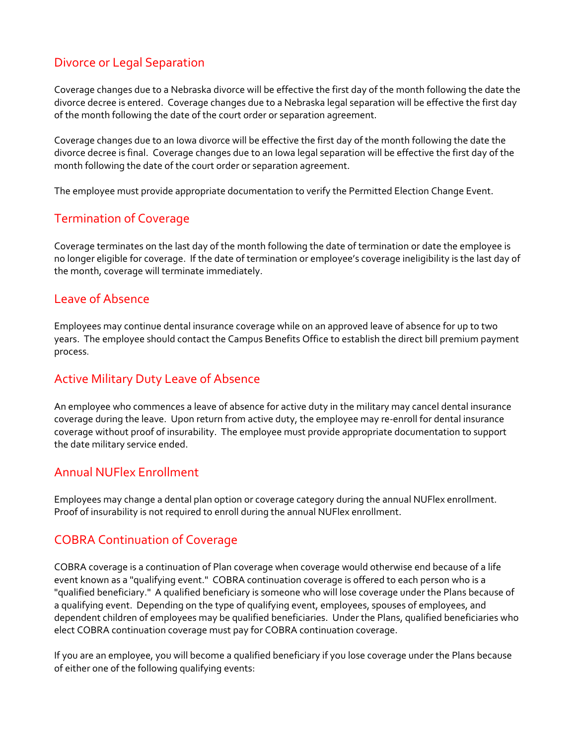## Divorce or Legal Separation

Coverage changes due to a Nebraska divorce will be effective the first day of the month following the date the divorce decree is entered. Coverage changes due to a Nebraska legal separation will be effective the first day of the month following the date of the court order or separation agreement.

Coverage changes due to an Iowa divorce will be effective the first day of the month following the date the divorce decree is final. Coverage changes due to an Iowa legal separation will be effective the first day of the month following the date of the court order or separation agreement.

The employee must provide appropriate documentation to verify the Permitted Election Change Event.

## Termination of Coverage

Coverage terminates on the last day of the month following the date of termination or date the employee is no longer eligible for coverage. If the date of termination or employee's coverage ineligibility is the last day of the month, coverage will terminate immediately.

## Leave of Absence

Employees may continue dental insurance coverage while on an approved leave of absence for up to two years. The employee should contact the Campus Benefits Office to establish the direct bill premium payment process.

## Active Military Duty Leave of Absence

An employee who commences a leave of absence for active duty in the military may cancel dental insurance coverage during the leave. Upon return from active duty, the employee may re-enroll for dental insurance coverage without proof of insurability. The employee must provide appropriate documentation to support the date military service ended.

## Annual NUFlex Enrollment

Employees may change a dental plan option or coverage category during the annual NUFlex enrollment. Proof of insurability is not required to enroll during the annual NUFlex enrollment.

## COBRA Continuation of Coverage

COBRA coverage is a continuation of Plan coverage when coverage would otherwise end because of a life event known as a "qualifying event." COBRA continuation coverage is offered to each person who is a "qualified beneficiary." A qualified beneficiary is someone who will lose coverage under the Plans because of a qualifying event. Depending on the type of qualifying event, employees, spouses of employees, and dependent children of employees may be qualified beneficiaries. Under the Plans, qualified beneficiaries who elect COBRA continuation coverage must pay for COBRA continuation coverage.

If you are an employee, you will become a qualified beneficiary if you lose coverage under the Plans because of either one of the following qualifying events: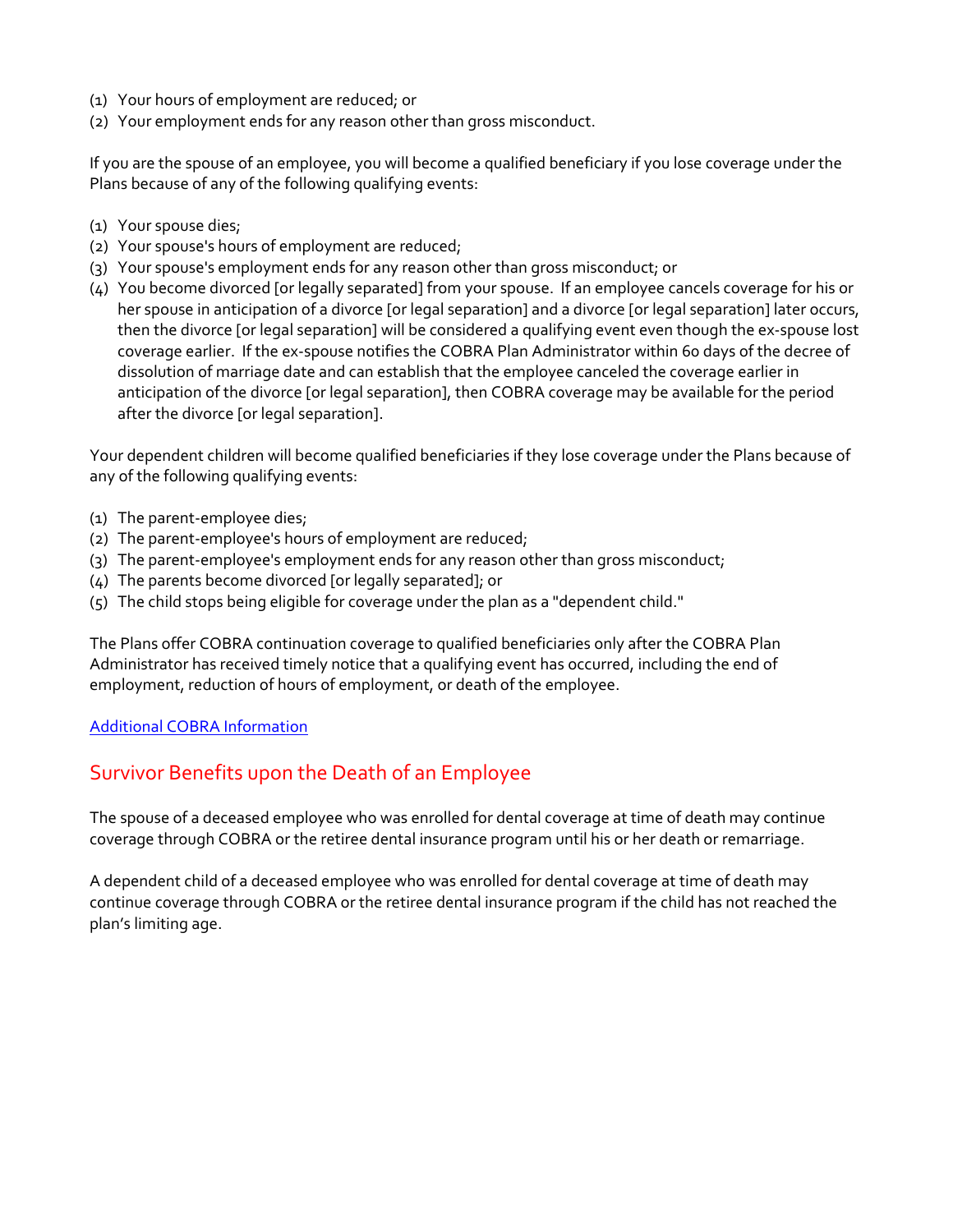(1) Your hours of employment are reduced; or
(2) Your employment ends for any reason other than gross misconduct.

If you are the spouse of an employee, you will become a qualified beneficiary if you lose coverage under the Plans because of any of the following qualifying events:

(1) Your spouse dies;
(2) Your spouse's hours of employment are reduced;
(3) Your spouse's employment ends for any reason other than gross misconduct; or
(4) You become divorced [or legally separated] from your spouse. If an employee cancels coverage for his or her spouse in anticipation of a divorce [or legal separation] and a divorce [or legal separation] later occurs, then the divorce [or legal separation] will be considered a qualifying event even though the ex-spouse lost coverage earlier. If the ex-spouse notifies the COBRA Plan Administrator within 60 days of the decree of dissolution of marriage date and can establish that the employee canceled the coverage earlier in anticipation of the divorce [or legal separation], then COBRA coverage may be available for the period after the divorce [or legal separation].

Your dependent children will become qualified beneficiaries if they lose coverage under the Plans because of any of the following qualifying events:

(1) The parent-employee dies;
(2) The parent-employee's hours of employment are reduced;
(3) The parent-employee's employment ends for any reason other than gross misconduct;
(4) The parents become divorced [or legally separated]; or
(5) The child stops being eligible for coverage under the plan as a "dependent child."

The Plans offer COBRA continuation coverage to qualified beneficiaries only after the COBRA Plan Administrator has received timely notice that a qualifying event has occurred, including the end of employment, reduction of hours of employment, or death of the employee.

Additional COBRA Information

## Survivor Benefits upon the Death of an Employee

The spouse of a deceased employee who was enrolled for dental coverage at time of death may continue coverage through COBRA or the retiree dental insurance program until his or her death or remarriage.

A dependent child of a deceased employee who was enrolled for dental coverage at time of death may continue coverage through COBRA or the retiree dental insurance program if the child has not reached the plan's limiting age.